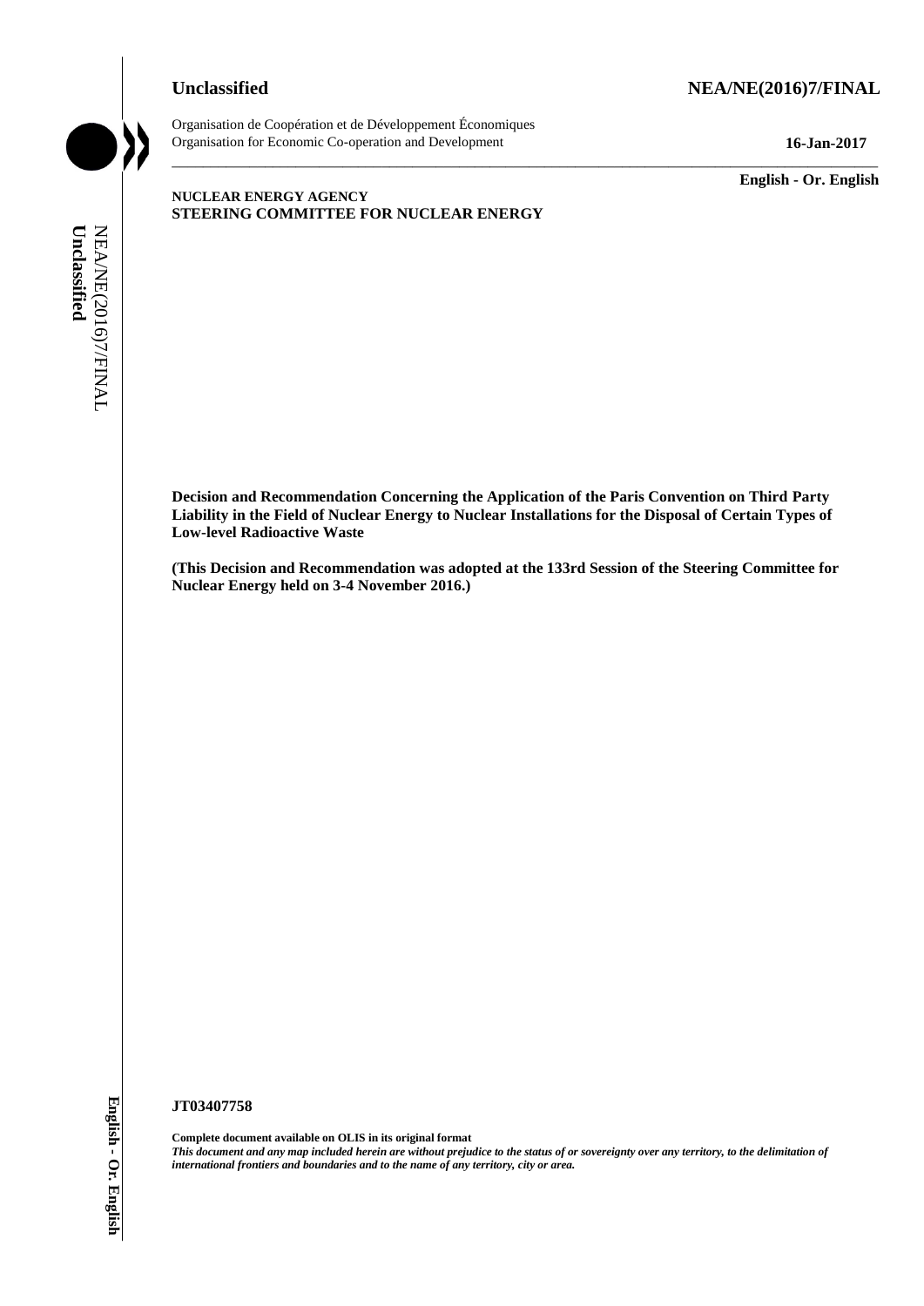**Unclassified** **NEA/NE(2016)7/FINAL**

Organisation de Coopération et de Développement Économiques
Organisation for Economic Co-operation and Development **16-Jan-2017**

**English - Or. English**

**NUCLEAR ENERGY AGENCY**
**STEERING COMMITTEE FOR NUCLEAR ENERGY**

**Decision and Recommendation Concerning the Application of the Paris Convention on Third Party Liability in the Field of Nuclear Energy to Nuclear Installations for the Disposal of Certain Types of Low-level Radioactive Waste**

**(This Decision and Recommendation was adopted at the 133rd Session of the Steering Committee for Nuclear Energy held on 3-4 November 2016.)**

**JT03407758**

**Complete document available on OLIS in its original format**
***This document and any map included herein are without prejudice to the status of or sovereignty over any territory, to the delimitation of international frontiers and boundaries and to the name of any territory, city or area.***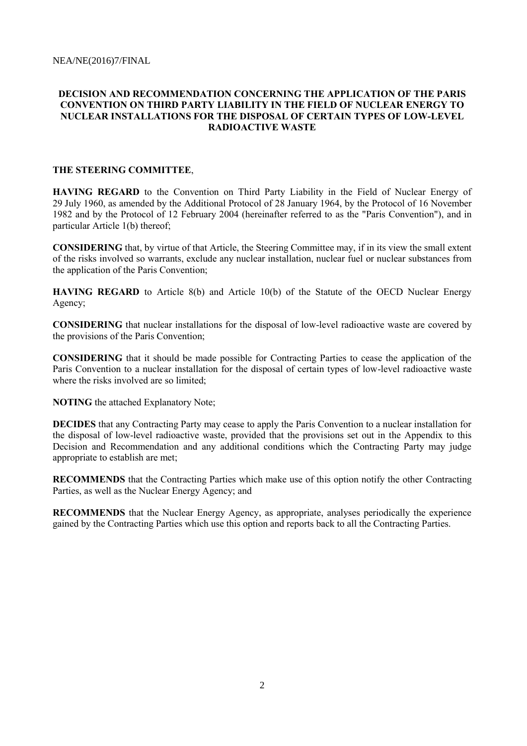**DECISION AND RECOMMENDATION CONCERNING THE APPLICATION OF THE PARIS CONVENTION ON THIRD PARTY LIABILITY IN THE FIELD OF NUCLEAR ENERGY TO NUCLEAR INSTALLATIONS FOR THE DISPOSAL OF CERTAIN TYPES OF LOW-LEVEL RADIOACTIVE WASTE**

**THE STEERING COMMITTEE**,

**HAVING REGARD** to the Convention on Third Party Liability in the Field of Nuclear Energy of 29 July 1960, as amended by the Additional Protocol of 28 January 1964, by the Protocol of 16 November 1982 and by the Protocol of 12 February 2004 (hereinafter referred to as the "Paris Convention"), and in particular Article 1(b) thereof;

**CONSIDERING** that, by virtue of that Article, the Steering Committee may, if in its view the small extent of the risks involved so warrants, exclude any nuclear installation, nuclear fuel or nuclear substances from the application of the Paris Convention;

**HAVING REGARD** to Article 8(b) and Article 10(b) of the Statute of the OECD Nuclear Energy Agency;

**CONSIDERING** that nuclear installations for the disposal of low-level radioactive waste are covered by the provisions of the Paris Convention;

**CONSIDERING** that it should be made possible for Contracting Parties to cease the application of the Paris Convention to a nuclear installation for the disposal of certain types of low-level radioactive waste where the risks involved are so limited;

**NOTING** the attached Explanatory Note;

**DECIDES** that any Contracting Party may cease to apply the Paris Convention to a nuclear installation for the disposal of low-level radioactive waste, provided that the provisions set out in the Appendix to this Decision and Recommendation and any additional conditions which the Contracting Party may judge appropriate to establish are met;

**RECOMMENDS** that the Contracting Parties which make use of this option notify the other Contracting Parties, as well as the Nuclear Energy Agency; and

**RECOMMENDS** that the Nuclear Energy Agency, as appropriate, analyses periodically the experience gained by the Contracting Parties which use this option and reports back to all the Contracting Parties.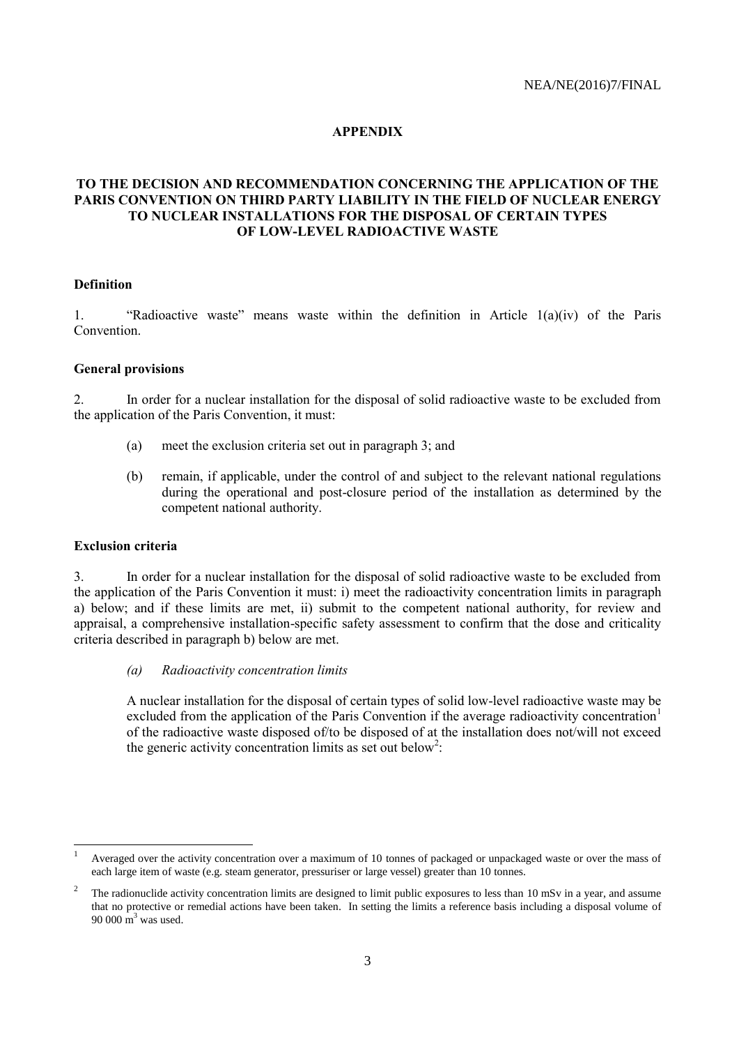## APPENDIX

## TO THE DECISION AND RECOMMENDATION CONCERNING THE APPLICATION OF THE PARIS CONVENTION ON THIRD PARTY LIABILITY IN THE FIELD OF NUCLEAR ENERGY TO NUCLEAR INSTALLATIONS FOR THE DISPOSAL OF CERTAIN TYPES OF LOW-LEVEL RADIOACTIVE WASTE

### Definition

1. "Radioactive waste" means waste within the definition in Article 1(a)(iv) of the Paris Convention.

### General provisions

2. In order for a nuclear installation for the disposal of solid radioactive waste to be excluded from the application of the Paris Convention, it must:

   (a) meet the exclusion criteria set out in paragraph 3; and

   (b) remain, if applicable, under the control of and subject to the relevant national regulations during the operational and post-closure period of the installation as determined by the competent national authority.

### Exclusion criteria

3. In order for a nuclear installation for the disposal of solid radioactive waste to be excluded from the application of the Paris Convention it must: i) meet the radioactivity concentration limits in paragraph a) below; and if these limits are met, ii) submit to the competent national authority, for review and appraisal, a comprehensive installation-specific safety assessment to confirm that the dose and criticality criteria described in paragraph b) below are met.

   *(a) Radioactivity concentration limits*

   A nuclear installation for the disposal of certain types of solid low-level radioactive waste may be excluded from the application of the Paris Convention if the average radioactivity concentration[1] of the radioactive waste disposed of/to be disposed of at the installation does not/will not exceed the generic activity concentration limits as set out below[2]:

---

[1] Averaged over the activity concentration over a maximum of 10 tonnes of packaged or unpackaged waste or over the mass of each large item of waste (e.g. steam generator, pressuriser or large vessel) greater than 10 tonnes.

[2] The radionuclide activity concentration limits are designed to limit public exposures to less than 10 mSv in a year, and assume that no protective or remedial actions have been taken. In setting the limits a reference basis including a disposal volume of 90 000 $m^3$ was used.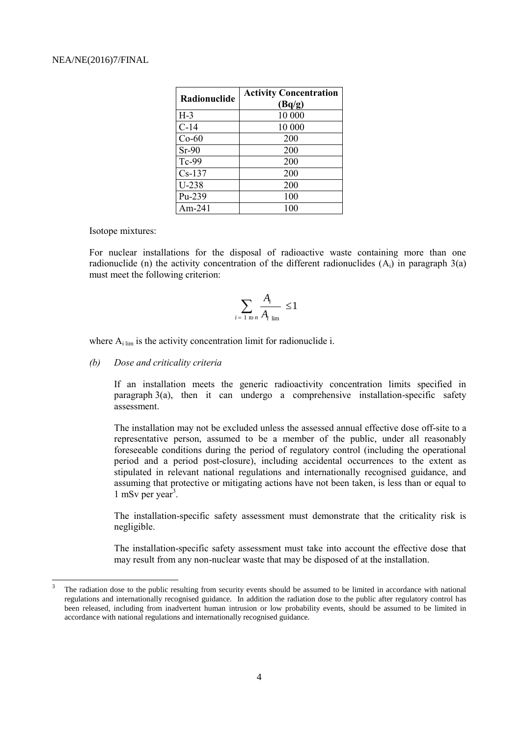| Radionuclide | Activity Concentration (Bq/g) |
|---|---|
| H-3 | 10 000 |
| C-14 | 10 000 |
| Co-60 | 200 |
| Sr-90 | 200 |
| Tc-99 | 200 |
| Cs-137 | 200 |
| U-238 | 200 |
| Pu-239 | 100 |
| Am-241 | 100 |

Isotope mixtures:

For nuclear installations for the disposal of radioactive waste containing more than one radionuclide (n) the activity concentration of the different radionuclides ($A_i$) in paragraph 3(a) must meet the following criterion:

$$\sum_{i=1 \text{ to } n} \frac{A_i}{A_{i\ \text{lim}}} \leq 1$$

where $A_{i\ \text{lim}}$ is the activity concentration limit for radionuclide i.

*(b) Dose and criticality criteria*

If an installation meets the generic radioactivity concentration limits specified in paragraph 3(a), then it can undergo a comprehensive installation-specific safety assessment.

The installation may not be excluded unless the assessed annual effective dose off-site to a representative person, assumed to be a member of the public, under all reasonably foreseeable conditions during the period of regulatory control (including the operational period and a period post-closure), including accidental occurrences to the extent as stipulated in relevant national regulations and internationally recognised guidance, and assuming that protective or mitigating actions have not been taken, is less than or equal to 1 mSv per year[3].

The installation-specific safety assessment must demonstrate that the criticality risk is negligible.

The installation-specific safety assessment must take into account the effective dose that may result from any non-nuclear waste that may be disposed of at the installation.

---

[3] The radiation dose to the public resulting from security events should be assumed to be limited in accordance with national regulations and internationally recognised guidance. In addition the radiation dose to the public after regulatory control has been released, including from inadvertent human intrusion or low probability events, should be assumed to be limited in accordance with national regulations and internationally recognised guidance.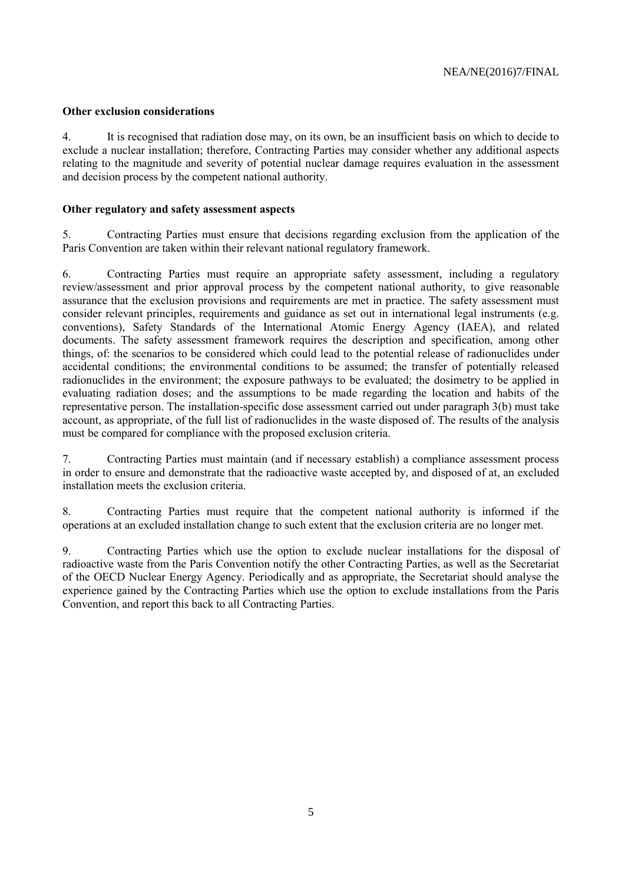**Other exclusion considerations**

4. It is recognised that radiation dose may, on its own, be an insufficient basis on which to decide to exclude a nuclear installation; therefore, Contracting Parties may consider whether any additional aspects relating to the magnitude and severity of potential nuclear damage requires evaluation in the assessment and decision process by the competent national authority.

**Other regulatory and safety assessment aspects**

5. Contracting Parties must ensure that decisions regarding exclusion from the application of the Paris Convention are taken within their relevant national regulatory framework.

6. Contracting Parties must require an appropriate safety assessment, including a regulatory review/assessment and prior approval process by the competent national authority, to give reasonable assurance that the exclusion provisions and requirements are met in practice. The safety assessment must consider relevant principles, requirements and guidance as set out in international legal instruments (e.g. conventions), Safety Standards of the International Atomic Energy Agency (IAEA), and related documents. The safety assessment framework requires the description and specification, among other things, of: the scenarios to be considered which could lead to the potential release of radionuclides under accidental conditions; the environmental conditions to be assumed; the transfer of potentially released radionuclides in the environment; the exposure pathways to be evaluated; the dosimetry to be applied in evaluating radiation doses; and the assumptions to be made regarding the location and habits of the representative person. The installation-specific dose assessment carried out under paragraph 3(b) must take account, as appropriate, of the full list of radionuclides in the waste disposed of. The results of the analysis must be compared for compliance with the proposed exclusion criteria.

7. Contracting Parties must maintain (and if necessary establish) a compliance assessment process in order to ensure and demonstrate that the radioactive waste accepted by, and disposed of at, an excluded installation meets the exclusion criteria.

8. Contracting Parties must require that the competent national authority is informed if the operations at an excluded installation change to such extent that the exclusion criteria are no longer met.

9. Contracting Parties which use the option to exclude nuclear installations for the disposal of radioactive waste from the Paris Convention notify the other Contracting Parties, as well as the Secretariat of the OECD Nuclear Energy Agency. Periodically and as appropriate, the Secretariat should analyse the experience gained by the Contracting Parties which use the option to exclude installations from the Paris Convention, and report this back to all Contracting Parties.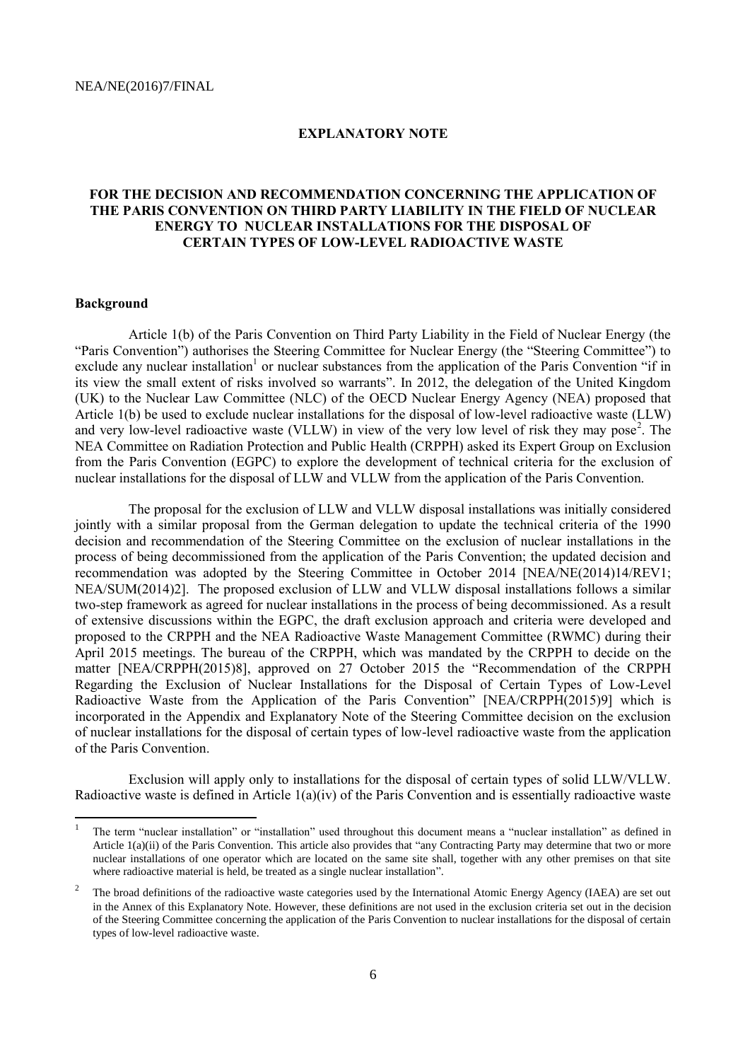## EXPLANATORY NOTE

### FOR THE DECISION AND RECOMMENDATION CONCERNING THE APPLICATION OF THE PARIS CONVENTION ON THIRD PARTY LIABILITY IN THE FIELD OF NUCLEAR ENERGY TO NUCLEAR INSTALLATIONS FOR THE DISPOSAL OF CERTAIN TYPES OF LOW-LEVEL RADIOACTIVE WASTE

**Background**

Article 1(b) of the Paris Convention on Third Party Liability in the Field of Nuclear Energy (the "Paris Convention") authorises the Steering Committee for Nuclear Energy (the "Steering Committee") to exclude any nuclear installation[1] or nuclear substances from the application of the Paris Convention "if in its view the small extent of risks involved so warrants". In 2012, the delegation of the United Kingdom (UK) to the Nuclear Law Committee (NLC) of the OECD Nuclear Energy Agency (NEA) proposed that Article 1(b) be used to exclude nuclear installations for the disposal of low-level radioactive waste (LLW) and very low-level radioactive waste (VLLW) in view of the very low level of risk they may pose[2]. The NEA Committee on Radiation Protection and Public Health (CRPPH) asked its Expert Group on Exclusion from the Paris Convention (EGPC) to explore the development of technical criteria for the exclusion of nuclear installations for the disposal of LLW and VLLW from the application of the Paris Convention.

The proposal for the exclusion of LLW and VLLW disposal installations was initially considered jointly with a similar proposal from the German delegation to update the technical criteria of the 1990 decision and recommendation of the Steering Committee on the exclusion of nuclear installations in the process of being decommissioned from the application of the Paris Convention; the updated decision and recommendation was adopted by the Steering Committee in October 2014 [NEA/NE(2014)14/REV1; NEA/SUM(2014)2]. The proposed exclusion of LLW and VLLW disposal installations follows a similar two-step framework as agreed for nuclear installations in the process of being decommissioned. As a result of extensive discussions within the EGPC, the draft exclusion approach and criteria were developed and proposed to the CRPPH and the NEA Radioactive Waste Management Committee (RWMC) during their April 2015 meetings. The bureau of the CRPPH, which was mandated by the CRPPH to decide on the matter [NEA/CRPPH(2015)8], approved on 27 October 2015 the "Recommendation of the CRPPH Regarding the Exclusion of Nuclear Installations for the Disposal of Certain Types of Low-Level Radioactive Waste from the Application of the Paris Convention" [NEA/CRPPH(2015)9] which is incorporated in the Appendix and Explanatory Note of the Steering Committee decision on the exclusion of nuclear installations for the disposal of certain types of low-level radioactive waste from the application of the Paris Convention.

Exclusion will apply only to installations for the disposal of certain types of solid LLW/VLLW. Radioactive waste is defined in Article 1(a)(iv) of the Paris Convention and is essentially radioactive waste

---

[1] The term "nuclear installation" or "installation" used throughout this document means a "nuclear installation" as defined in Article 1(a)(ii) of the Paris Convention. This article also provides that "any Contracting Party may determine that two or more nuclear installations of one operator which are located on the same site shall, together with any other premises on that site where radioactive material is held, be treated as a single nuclear installation".

[2] The broad definitions of the radioactive waste categories used by the International Atomic Energy Agency (IAEA) are set out in the Annex of this Explanatory Note. However, these definitions are not used in the exclusion criteria set out in the decision of the Steering Committee concerning the application of the Paris Convention to nuclear installations for the disposal of certain types of low-level radioactive waste.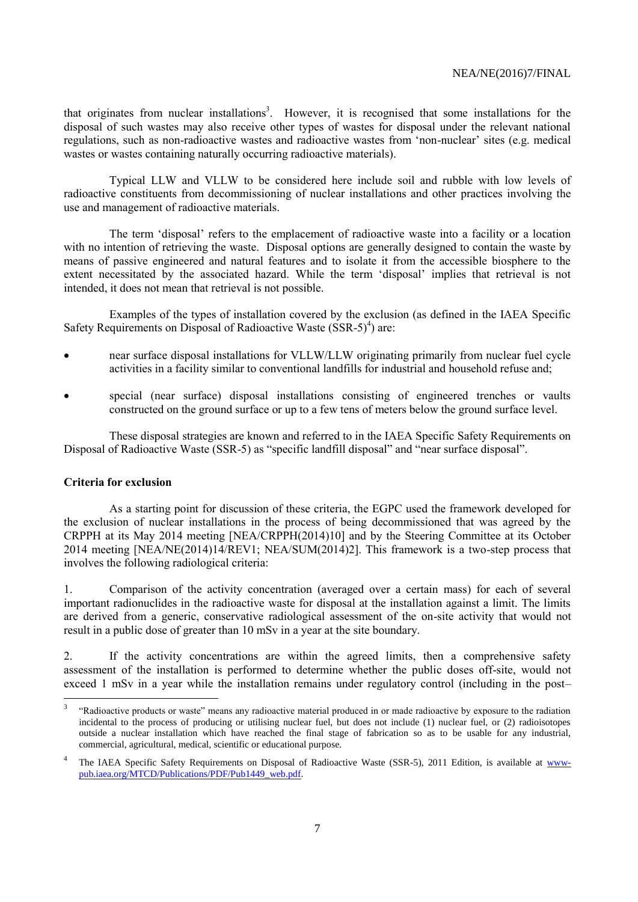that originates from nuclear installations[3]. However, it is recognised that some installations for the disposal of such wastes may also receive other types of wastes for disposal under the relevant national regulations, such as non-radioactive wastes and radioactive wastes from 'non-nuclear' sites (e.g. medical wastes or wastes containing naturally occurring radioactive materials).

Typical LLW and VLLW to be considered here include soil and rubble with low levels of radioactive constituents from decommissioning of nuclear installations and other practices involving the use and management of radioactive materials.

The term 'disposal' refers to the emplacement of radioactive waste into a facility or a location with no intention of retrieving the waste. Disposal options are generally designed to contain the waste by means of passive engineered and natural features and to isolate it from the accessible biosphere to the extent necessitated by the associated hazard. While the term 'disposal' implies that retrieval is not intended, it does not mean that retrieval is not possible.

Examples of the types of installation covered by the exclusion (as defined in the IAEA Specific Safety Requirements on Disposal of Radioactive Waste (SSR-5)[4]) are:

- near surface disposal installations for VLLW/LLW originating primarily from nuclear fuel cycle activities in a facility similar to conventional landfills for industrial and household refuse and;
- special (near surface) disposal installations consisting of engineered trenches or vaults constructed on the ground surface or up to a few tens of meters below the ground surface level.

These disposal strategies are known and referred to in the IAEA Specific Safety Requirements on Disposal of Radioactive Waste (SSR-5) as "specific landfill disposal" and "near surface disposal".

**Criteria for exclusion**

As a starting point for discussion of these criteria, the EGPC used the framework developed for the exclusion of nuclear installations in the process of being decommissioned that was agreed by the CRPPH at its May 2014 meeting [NEA/CRPPH(2014)10] and by the Steering Committee at its October 2014 meeting [NEA/NE(2014)14/REV1; NEA/SUM(2014)2]. This framework is a two-step process that involves the following radiological criteria:

1. Comparison of the activity concentration (averaged over a certain mass) for each of several important radionuclides in the radioactive waste for disposal at the installation against a limit. The limits are derived from a generic, conservative radiological assessment of the on-site activity that would not result in a public dose of greater than 10 mSv in a year at the site boundary.

2. If the activity concentrations are within the agreed limits, then a comprehensive safety assessment of the installation is performed to determine whether the public doses off-site, would not exceed 1 mSv in a year while the installation remains under regulatory control (including in the post–

---

[3] "Radioactive products or waste" means any radioactive material produced in or made radioactive by exposure to the radiation incidental to the process of producing or utilising nuclear fuel, but does not include (1) nuclear fuel, or (2) radioisotopes outside a nuclear installation which have reached the final stage of fabrication so as to be usable for any industrial, commercial, agricultural, medical, scientific or educational purpose.

[4] The IAEA Specific Safety Requirements on Disposal of Radioactive Waste (SSR-5), 2011 Edition, is available at www-pub.iaea.org/MTCD/Publications/PDF/Pub1449_web.pdf.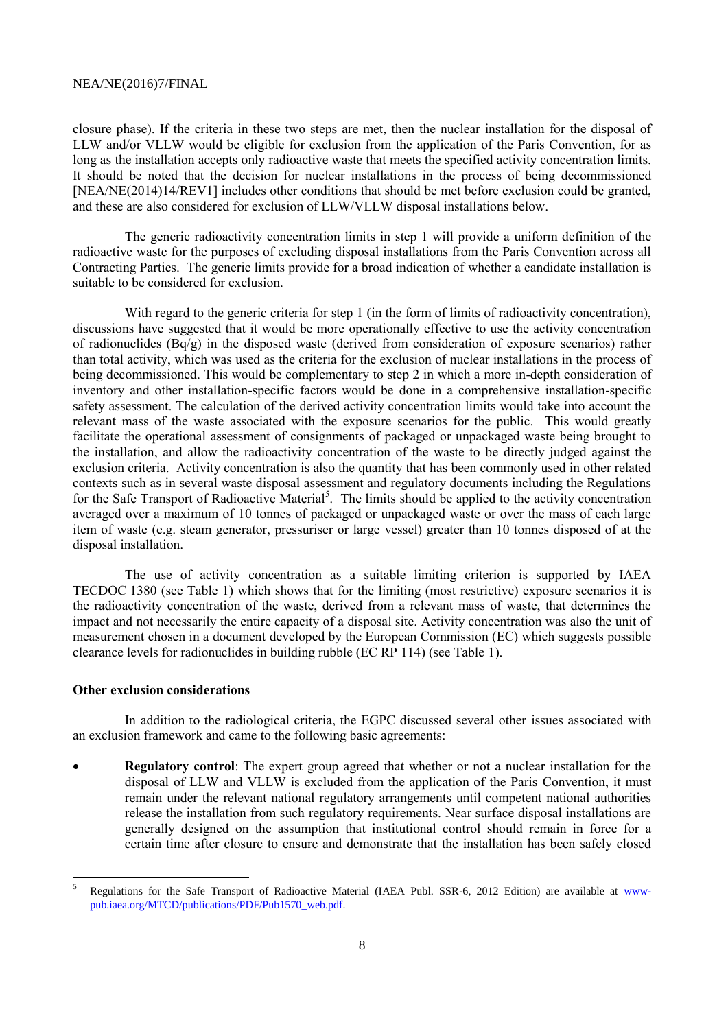closure phase). If the criteria in these two steps are met, then the nuclear installation for the disposal of LLW and/or VLLW would be eligible for exclusion from the application of the Paris Convention, for as long as the installation accepts only radioactive waste that meets the specified activity concentration limits. It should be noted that the decision for nuclear installations in the process of being decommissioned [NEA/NE(2014)14/REV1] includes other conditions that should be met before exclusion could be granted, and these are also considered for exclusion of LLW/VLLW disposal installations below.

The generic radioactivity concentration limits in step 1 will provide a uniform definition of the radioactive waste for the purposes of excluding disposal installations from the Paris Convention across all Contracting Parties. The generic limits provide for a broad indication of whether a candidate installation is suitable to be considered for exclusion.

With regard to the generic criteria for step 1 (in the form of limits of radioactivity concentration), discussions have suggested that it would be more operationally effective to use the activity concentration of radionuclides (Bq/g) in the disposed waste (derived from consideration of exposure scenarios) rather than total activity, which was used as the criteria for the exclusion of nuclear installations in the process of being decommissioned. This would be complementary to step 2 in which a more in-depth consideration of inventory and other installation-specific factors would be done in a comprehensive installation-specific safety assessment. The calculation of the derived activity concentration limits would take into account the relevant mass of the waste associated with the exposure scenarios for the public. This would greatly facilitate the operational assessment of consignments of packaged or unpackaged waste being brought to the installation, and allow the radioactivity concentration of the waste to be directly judged against the exclusion criteria. Activity concentration is also the quantity that has been commonly used in other related contexts such as in several waste disposal assessment and regulatory documents including the Regulations for the Safe Transport of Radioactive Material[5]. The limits should be applied to the activity concentration averaged over a maximum of 10 tonnes of packaged or unpackaged waste or over the mass of each large item of waste (e.g. steam generator, pressuriser or large vessel) greater than 10 tonnes disposed of at the disposal installation.

The use of activity concentration as a suitable limiting criterion is supported by IAEA TECDOC 1380 (see Table 1) which shows that for the limiting (most restrictive) exposure scenarios it is the radioactivity concentration of the waste, derived from a relevant mass of waste, that determines the impact and not necessarily the entire capacity of a disposal site. Activity concentration was also the unit of measurement chosen in a document developed by the European Commission (EC) which suggests possible clearance levels for radionuclides in building rubble (EC RP 114) (see Table 1).

**Other exclusion considerations**

In addition to the radiological criteria, the EGPC discussed several other issues associated with an exclusion framework and came to the following basic agreements:

- **Regulatory control**: The expert group agreed that whether or not a nuclear installation for the disposal of LLW and VLLW is excluded from the application of the Paris Convention, it must remain under the relevant national regulatory arrangements until competent national authorities release the installation from such regulatory requirements. Near surface disposal installations are generally designed on the assumption that institutional control should remain in force for a certain time after closure to ensure and demonstrate that the installation has been safely closed

---

[5] Regulations for the Safe Transport of Radioactive Material (IAEA Publ. SSR-6, 2012 Edition) are available at www-pub.iaea.org/MTCD/publications/PDF/Pub1570_web.pdf.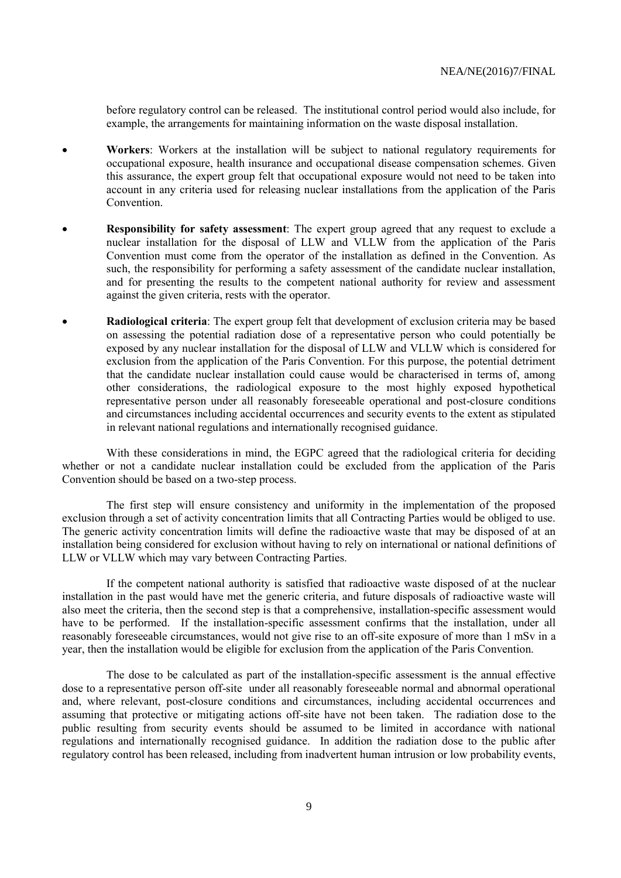before regulatory control can be released. The institutional control period would also include, for example, the arrangements for maintaining information on the waste disposal installation.

- **Workers**: Workers at the installation will be subject to national regulatory requirements for occupational exposure, health insurance and occupational disease compensation schemes. Given this assurance, the expert group felt that occupational exposure would not need to be taken into account in any criteria used for releasing nuclear installations from the application of the Paris Convention.

- **Responsibility for safety assessment**: The expert group agreed that any request to exclude a nuclear installation for the disposal of LLW and VLLW from the application of the Paris Convention must come from the operator of the installation as defined in the Convention. As such, the responsibility for performing a safety assessment of the candidate nuclear installation, and for presenting the results to the competent national authority for review and assessment against the given criteria, rests with the operator.

- **Radiological criteria**: The expert group felt that development of exclusion criteria may be based on assessing the potential radiation dose of a representative person who could potentially be exposed by any nuclear installation for the disposal of LLW and VLLW which is considered for exclusion from the application of the Paris Convention. For this purpose, the potential detriment that the candidate nuclear installation could cause would be characterised in terms of, among other considerations, the radiological exposure to the most highly exposed hypothetical representative person under all reasonably foreseeable operational and post-closure conditions and circumstances including accidental occurrences and security events to the extent as stipulated in relevant national regulations and internationally recognised guidance.

With these considerations in mind, the EGPC agreed that the radiological criteria for deciding whether or not a candidate nuclear installation could be excluded from the application of the Paris Convention should be based on a two-step process.

The first step will ensure consistency and uniformity in the implementation of the proposed exclusion through a set of activity concentration limits that all Contracting Parties would be obliged to use. The generic activity concentration limits will define the radioactive waste that may be disposed of at an installation being considered for exclusion without having to rely on international or national definitions of LLW or VLLW which may vary between Contracting Parties.

If the competent national authority is satisfied that radioactive waste disposed of at the nuclear installation in the past would have met the generic criteria, and future disposals of radioactive waste will also meet the criteria, then the second step is that a comprehensive, installation-specific assessment would have to be performed. If the installation-specific assessment confirms that the installation, under all reasonably foreseeable circumstances, would not give rise to an off-site exposure of more than 1 mSv in a year, then the installation would be eligible for exclusion from the application of the Paris Convention.

The dose to be calculated as part of the installation-specific assessment is the annual effective dose to a representative person off-site under all reasonably foreseeable normal and abnormal operational and, where relevant, post-closure conditions and circumstances, including accidental occurrences and assuming that protective or mitigating actions off-site have not been taken. The radiation dose to the public resulting from security events should be assumed to be limited in accordance with national regulations and internationally recognised guidance. In addition the radiation dose to the public after regulatory control has been released, including from inadvertent human intrusion or low probability events,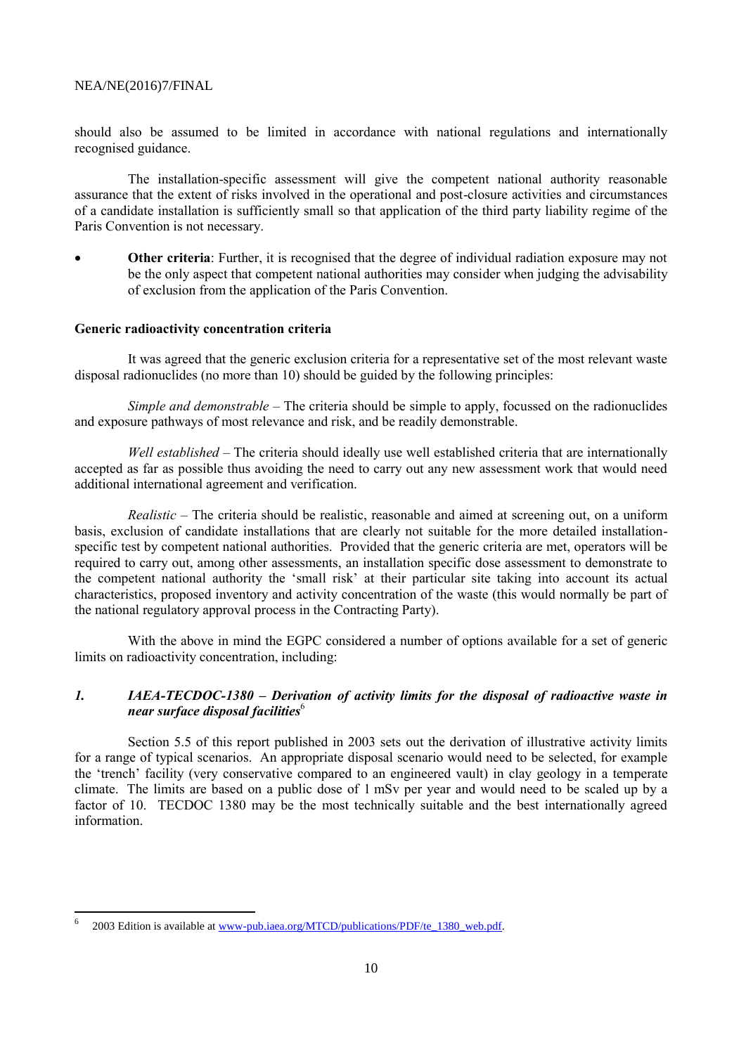should also be assumed to be limited in accordance with national regulations and internationally recognised guidance.

The installation-specific assessment will give the competent national authority reasonable assurance that the extent of risks involved in the operational and post-closure activities and circumstances of a candidate installation is sufficiently small so that application of the third party liability regime of the Paris Convention is not necessary.

- **Other criteria**: Further, it is recognised that the degree of individual radiation exposure may not be the only aspect that competent national authorities may consider when judging the advisability of exclusion from the application of the Paris Convention.

**Generic radioactivity concentration criteria**

It was agreed that the generic exclusion criteria for a representative set of the most relevant waste disposal radionuclides (no more than 10) should be guided by the following principles:

*Simple and demonstrable* – The criteria should be simple to apply, focussed on the radionuclides and exposure pathways of most relevance and risk, and be readily demonstrable.

*Well established* – The criteria should ideally use well established criteria that are internationally accepted as far as possible thus avoiding the need to carry out any new assessment work that would need additional international agreement and verification.

*Realistic* – The criteria should be realistic, reasonable and aimed at screening out, on a uniform basis, exclusion of candidate installations that are clearly not suitable for the more detailed installation-specific test by competent national authorities. Provided that the generic criteria are met, operators will be required to carry out, among other assessments, an installation specific dose assessment to demonstrate to the competent national authority the 'small risk' at their particular site taking into account its actual characteristics, proposed inventory and activity concentration of the waste (this would normally be part of the national regulatory approval process in the Contracting Party).

With the above in mind the EGPC considered a number of options available for a set of generic limits on radioactivity concentration, including:

***1. IAEA-TECDOC-1380 – Derivation of activity limits for the disposal of radioactive waste in near surface disposal facilities***[6]

Section 5.5 of this report published in 2003 sets out the derivation of illustrative activity limits for a range of typical scenarios. An appropriate disposal scenario would need to be selected, for example the 'trench' facility (very conservative compared to an engineered vault) in clay geology in a temperate climate. The limits are based on a public dose of 1 mSv per year and would need to be scaled up by a factor of 10. TECDOC 1380 may be the most technically suitable and the best internationally agreed information.

[6] 2003 Edition is available at www-pub.iaea.org/MTCD/publications/PDF/te_1380_web.pdf.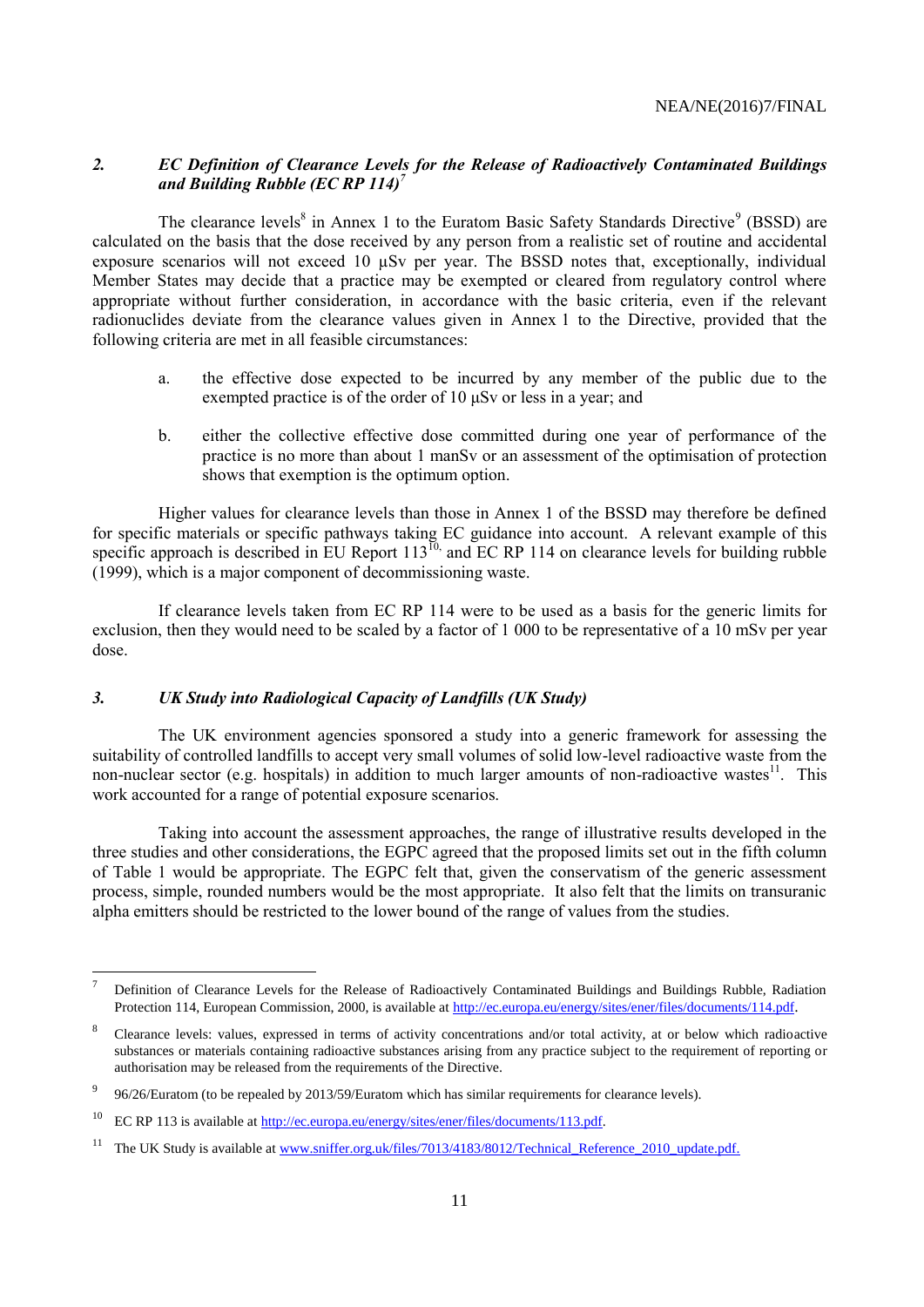### *2. EC Definition of Clearance Levels for the Release of Radioactively Contaminated Buildings and Building Rubble (EC RP 114)*[7]

The clearance levels[8] in Annex 1 to the Euratom Basic Safety Standards Directive[9] (BSSD) are calculated on the basis that the dose received by any person from a realistic set of routine and accidental exposure scenarios will not exceed 10 µSv per year. The BSSD notes that, exceptionally, individual Member States may decide that a practice may be exempted or cleared from regulatory control where appropriate without further consideration, in accordance with the basic criteria, even if the relevant radionuclides deviate from the clearance values given in Annex 1 to the Directive, provided that the following criteria are met in all feasible circumstances:

a. the effective dose expected to be incurred by any member of the public due to the exempted practice is of the order of 10 µSv or less in a year; and

b. either the collective effective dose committed during one year of performance of the practice is no more than about 1 manSv or an assessment of the optimisation of protection shows that exemption is the optimum option.

Higher values for clearance levels than those in Annex 1 of the BSSD may therefore be defined for specific materials or specific pathways taking EC guidance into account. A relevant example of this specific approach is described in EU Report 113[10] and EC RP 114 on clearance levels for building rubble (1999), which is a major component of decommissioning waste.

If clearance levels taken from EC RP 114 were to be used as a basis for the generic limits for exclusion, then they would need to be scaled by a factor of 1 000 to be representative of a 10 mSv per year dose.

### *3. UK Study into Radiological Capacity of Landfills (UK Study)*

The UK environment agencies sponsored a study into a generic framework for assessing the suitability of controlled landfills to accept very small volumes of solid low-level radioactive waste from the non-nuclear sector (e.g. hospitals) in addition to much larger amounts of non-radioactive wastes[11]. This work accounted for a range of potential exposure scenarios.

Taking into account the assessment approaches, the range of illustrative results developed in the three studies and other considerations, the EGPC agreed that the proposed limits set out in the fifth column of Table 1 would be appropriate. The EGPC felt that, given the conservatism of the generic assessment process, simple, rounded numbers would be the most appropriate. It also felt that the limits on transuranic alpha emitters should be restricted to the lower bound of the range of values from the studies.

---

[7] Definition of Clearance Levels for the Release of Radioactively Contaminated Buildings and Buildings Rubble, Radiation Protection 114, European Commission, 2000, is available at http://ec.europa.eu/energy/sites/ener/files/documents/114.pdf.

[8] Clearance levels: values, expressed in terms of activity concentrations and/or total activity, at or below which radioactive substances or materials containing radioactive substances arising from any practice subject to the requirement of reporting or authorisation may be released from the requirements of the Directive.

[9] 96/26/Euratom (to be repealed by 2013/59/Euratom which has similar requirements for clearance levels).

[10] EC RP 113 is available at http://ec.europa.eu/energy/sites/ener/files/documents/113.pdf.

[11] The UK Study is available at www.sniffer.org.uk/files/7013/4183/8012/Technical_Reference_2010_update.pdf.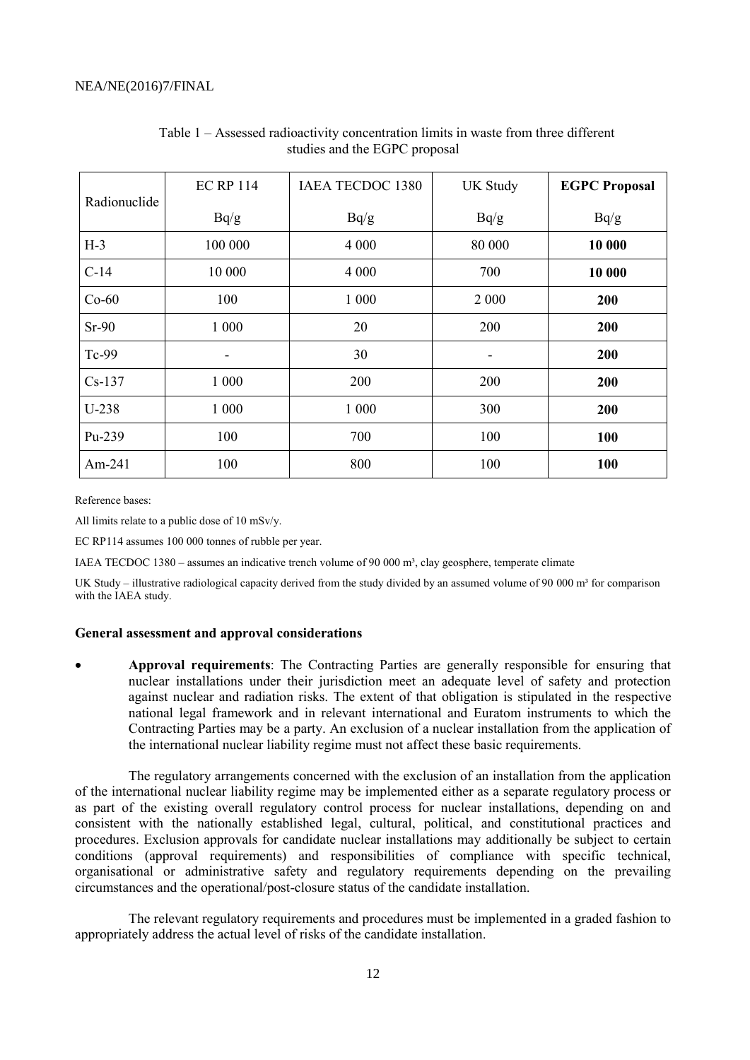Table 1 – Assessed radioactivity concentration limits in waste from three different studies and the EGPC proposal

| Radionuclide | EC RP 114<br>Bq/g | IAEA TECDOC 1380<br>Bq/g | UK Study<br>Bq/g | **EGPC Proposal**<br>Bq/g |
|---|---|---|---|---|
| H-3 | 100 000 | 4 000 | 80 000 | **10 000** |
| C-14 | 10 000 | 4 000 | 700 | **10 000** |
| Co-60 | 100 | 1 000 | 2 000 | **200** |
| Sr-90 | 1 000 | 20 | 200 | **200** |
| Tc-99 | - | 30 | - | **200** |
| Cs-137 | 1 000 | 200 | 200 | **200** |
| U-238 | 1 000 | 1 000 | 300 | **200** |
| Pu-239 | 100 | 700 | 100 | **100** |
| Am-241 | 100 | 800 | 100 | **100** |

Reference bases:

All limits relate to a public dose of 10 mSv/y.

EC RP114 assumes 100 000 tonnes of rubble per year.

IAEA TECDOC 1380 – assumes an indicative trench volume of 90 000 m³, clay geosphere, temperate climate

UK Study – illustrative radiological capacity derived from the study divided by an assumed volume of 90 000 m³ for comparison with the IAEA study.

**General assessment and approval considerations**

- **Approval requirements**: The Contracting Parties are generally responsible for ensuring that nuclear installations under their jurisdiction meet an adequate level of safety and protection against nuclear and radiation risks. The extent of that obligation is stipulated in the respective national legal framework and in relevant international and Euratom instruments to which the Contracting Parties may be a party. An exclusion of a nuclear installation from the application of the international nuclear liability regime must not affect these basic requirements.

The regulatory arrangements concerned with the exclusion of an installation from the application of the international nuclear liability regime may be implemented either as a separate regulatory process or as part of the existing overall regulatory control process for nuclear installations, depending on and consistent with the nationally established legal, cultural, political, and constitutional practices and procedures. Exclusion approvals for candidate nuclear installations may additionally be subject to certain conditions (approval requirements) and responsibilities of compliance with specific technical, organisational or administrative safety and regulatory requirements depending on the prevailing circumstances and the operational/post-closure status of the candidate installation.

The relevant regulatory requirements and procedures must be implemented in a graded fashion to appropriately address the actual level of risks of the candidate installation.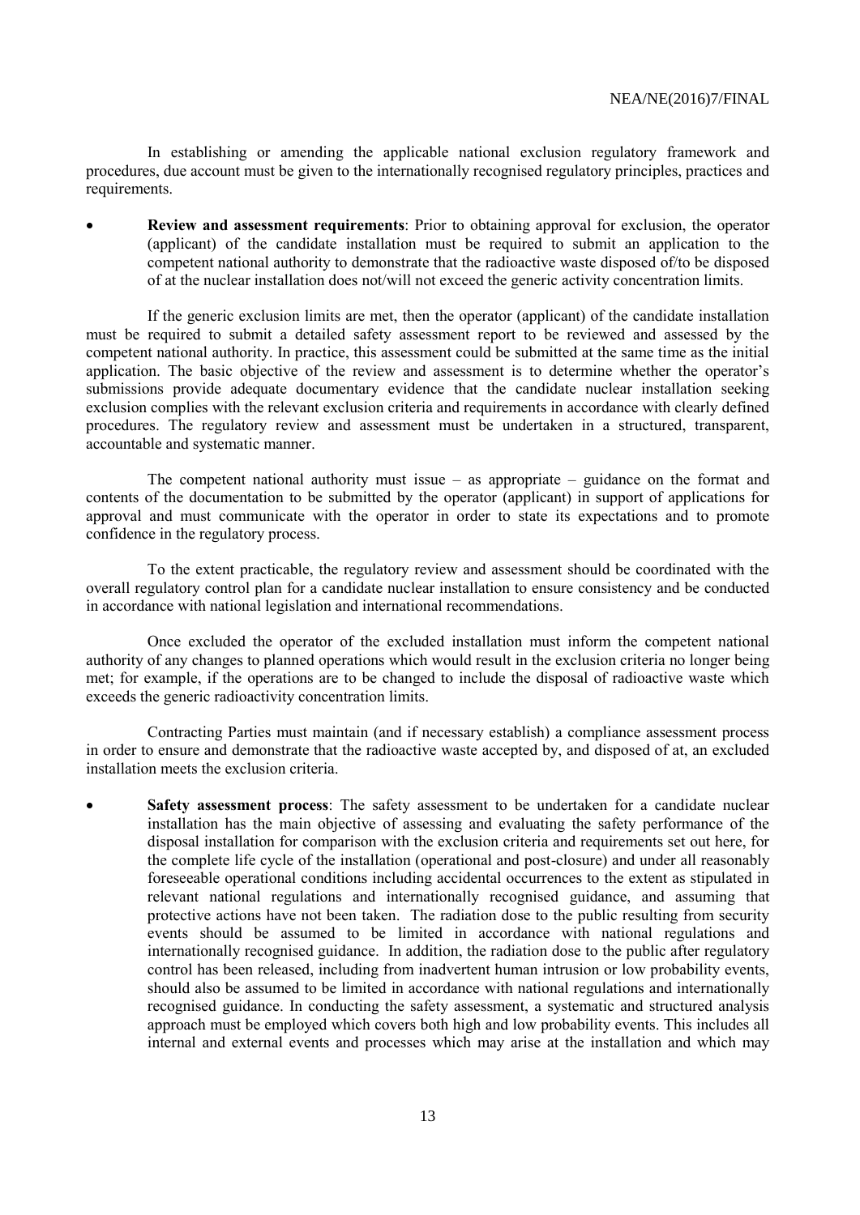In establishing or amending the applicable national exclusion regulatory framework and procedures, due account must be given to the internationally recognised regulatory principles, practices and requirements.

- **Review and assessment requirements**: Prior to obtaining approval for exclusion, the operator (applicant) of the candidate installation must be required to submit an application to the competent national authority to demonstrate that the radioactive waste disposed of/to be disposed of at the nuclear installation does not/will not exceed the generic activity concentration limits.

If the generic exclusion limits are met, then the operator (applicant) of the candidate installation must be required to submit a detailed safety assessment report to be reviewed and assessed by the competent national authority. In practice, this assessment could be submitted at the same time as the initial application. The basic objective of the review and assessment is to determine whether the operator's submissions provide adequate documentary evidence that the candidate nuclear installation seeking exclusion complies with the relevant exclusion criteria and requirements in accordance with clearly defined procedures. The regulatory review and assessment must be undertaken in a structured, transparent, accountable and systematic manner.

The competent national authority must issue – as appropriate – guidance on the format and contents of the documentation to be submitted by the operator (applicant) in support of applications for approval and must communicate with the operator in order to state its expectations and to promote confidence in the regulatory process.

To the extent practicable, the regulatory review and assessment should be coordinated with the overall regulatory control plan for a candidate nuclear installation to ensure consistency and be conducted in accordance with national legislation and international recommendations.

Once excluded the operator of the excluded installation must inform the competent national authority of any changes to planned operations which would result in the exclusion criteria no longer being met; for example, if the operations are to be changed to include the disposal of radioactive waste which exceeds the generic radioactivity concentration limits.

Contracting Parties must maintain (and if necessary establish) a compliance assessment process in order to ensure and demonstrate that the radioactive waste accepted by, and disposed of at, an excluded installation meets the exclusion criteria.

- **Safety assessment process**: The safety assessment to be undertaken for a candidate nuclear installation has the main objective of assessing and evaluating the safety performance of the disposal installation for comparison with the exclusion criteria and requirements set out here, for the complete life cycle of the installation (operational and post-closure) and under all reasonably foreseeable operational conditions including accidental occurrences to the extent as stipulated in relevant national regulations and internationally recognised guidance, and assuming that protective actions have not been taken. The radiation dose to the public resulting from security events should be assumed to be limited in accordance with national regulations and internationally recognised guidance. In addition, the radiation dose to the public after regulatory control has been released, including from inadvertent human intrusion or low probability events, should also be assumed to be limited in accordance with national regulations and internationally recognised guidance. In conducting the safety assessment, a systematic and structured analysis approach must be employed which covers both high and low probability events. This includes all internal and external events and processes which may arise at the installation and which may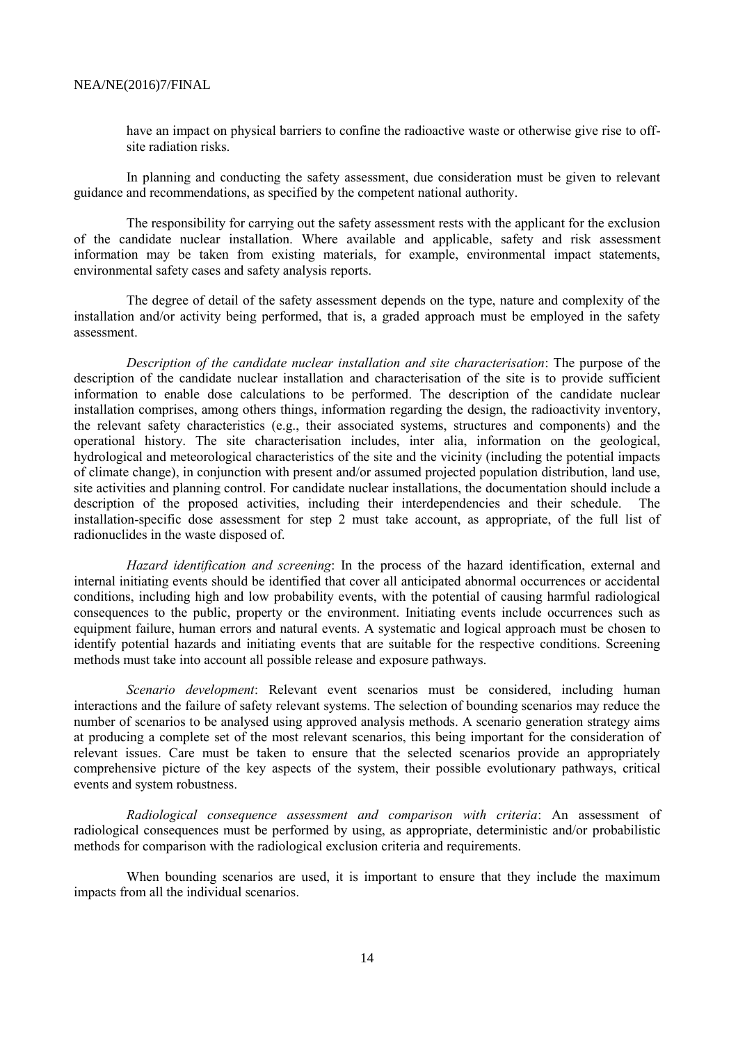have an impact on physical barriers to confine the radioactive waste or otherwise give rise to off-site radiation risks.

In planning and conducting the safety assessment, due consideration must be given to relevant guidance and recommendations, as specified by the competent national authority.

The responsibility for carrying out the safety assessment rests with the applicant for the exclusion of the candidate nuclear installation. Where available and applicable, safety and risk assessment information may be taken from existing materials, for example, environmental impact statements, environmental safety cases and safety analysis reports.

The degree of detail of the safety assessment depends on the type, nature and complexity of the installation and/or activity being performed, that is, a graded approach must be employed in the safety assessment.

*Description of the candidate nuclear installation and site characterisation*: The purpose of the description of the candidate nuclear installation and characterisation of the site is to provide sufficient information to enable dose calculations to be performed. The description of the candidate nuclear installation comprises, among others things, information regarding the design, the radioactivity inventory, the relevant safety characteristics (e.g., their associated systems, structures and components) and the operational history. The site characterisation includes, inter alia, information on the geological, hydrological and meteorological characteristics of the site and the vicinity (including the potential impacts of climate change), in conjunction with present and/or assumed projected population distribution, land use, site activities and planning control. For candidate nuclear installations, the documentation should include a description of the proposed activities, including their interdependencies and their schedule. The installation-specific dose assessment for step 2 must take account, as appropriate, of the full list of radionuclides in the waste disposed of.

*Hazard identification and screening*: In the process of the hazard identification, external and internal initiating events should be identified that cover all anticipated abnormal occurrences or accidental conditions, including high and low probability events, with the potential of causing harmful radiological consequences to the public, property or the environment. Initiating events include occurrences such as equipment failure, human errors and natural events. A systematic and logical approach must be chosen to identify potential hazards and initiating events that are suitable for the respective conditions. Screening methods must take into account all possible release and exposure pathways.

*Scenario development*: Relevant event scenarios must be considered, including human interactions and the failure of safety relevant systems. The selection of bounding scenarios may reduce the number of scenarios to be analysed using approved analysis methods. A scenario generation strategy aims at producing a complete set of the most relevant scenarios, this being important for the consideration of relevant issues. Care must be taken to ensure that the selected scenarios provide an appropriately comprehensive picture of the key aspects of the system, their possible evolutionary pathways, critical events and system robustness.

*Radiological consequence assessment and comparison with criteria*: An assessment of radiological consequences must be performed by using, as appropriate, deterministic and/or probabilistic methods for comparison with the radiological exclusion criteria and requirements.

When bounding scenarios are used, it is important to ensure that they include the maximum impacts from all the individual scenarios.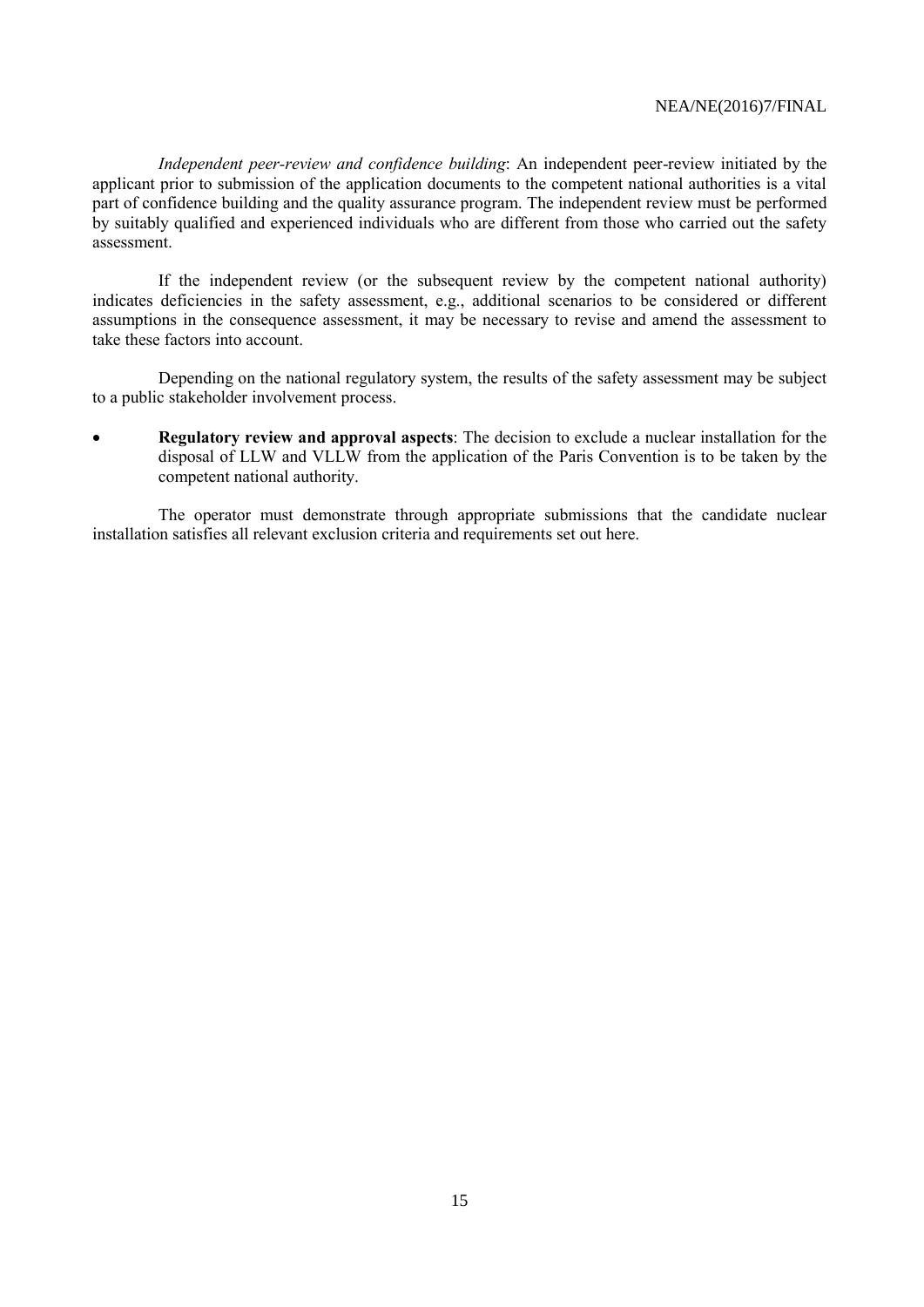*Independent peer-review and confidence building*: An independent peer-review initiated by the applicant prior to submission of the application documents to the competent national authorities is a vital part of confidence building and the quality assurance program. The independent review must be performed by suitably qualified and experienced individuals who are different from those who carried out the safety assessment.

If the independent review (or the subsequent review by the competent national authority) indicates deficiencies in the safety assessment, e.g., additional scenarios to be considered or different assumptions in the consequence assessment, it may be necessary to revise and amend the assessment to take these factors into account.

Depending on the national regulatory system, the results of the safety assessment may be subject to a public stakeholder involvement process.

- **Regulatory review and approval aspects**: The decision to exclude a nuclear installation for the disposal of LLW and VLLW from the application of the Paris Convention is to be taken by the competent national authority.

The operator must demonstrate through appropriate submissions that the candidate nuclear installation satisfies all relevant exclusion criteria and requirements set out here.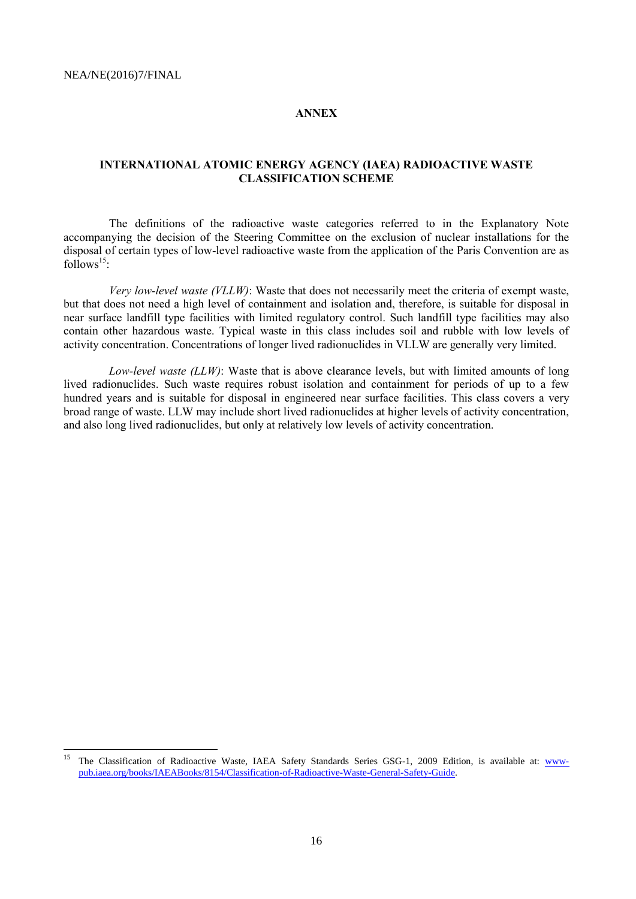## ANNEX

## INTERNATIONAL ATOMIC ENERGY AGENCY (IAEA) RADIOACTIVE WASTE CLASSIFICATION SCHEME

The definitions of the radioactive waste categories referred to in the Explanatory Note accompanying the decision of the Steering Committee on the exclusion of nuclear installations for the disposal of certain types of low-level radioactive waste from the application of the Paris Convention are as follows[15]:

*Very low-level waste (VLLW)*: Waste that does not necessarily meet the criteria of exempt waste, but that does not need a high level of containment and isolation and, therefore, is suitable for disposal in near surface landfill type facilities with limited regulatory control. Such landfill type facilities may also contain other hazardous waste. Typical waste in this class includes soil and rubble with low levels of activity concentration. Concentrations of longer lived radionuclides in VLLW are generally very limited.

*Low-level waste (LLW)*: Waste that is above clearance levels, but with limited amounts of long lived radionuclides. Such waste requires robust isolation and containment for periods of up to a few hundred years and is suitable for disposal in engineered near surface facilities. This class covers a very broad range of waste. LLW may include short lived radionuclides at higher levels of activity concentration, and also long lived radionuclides, but only at relatively low levels of activity concentration.

---

[15] The Classification of Radioactive Waste, IAEA Safety Standards Series GSG-1, 2009 Edition, is available at: www-pub.iaea.org/books/IAEABooks/8154/Classification-of-Radioactive-Waste-General-Safety-Guide.